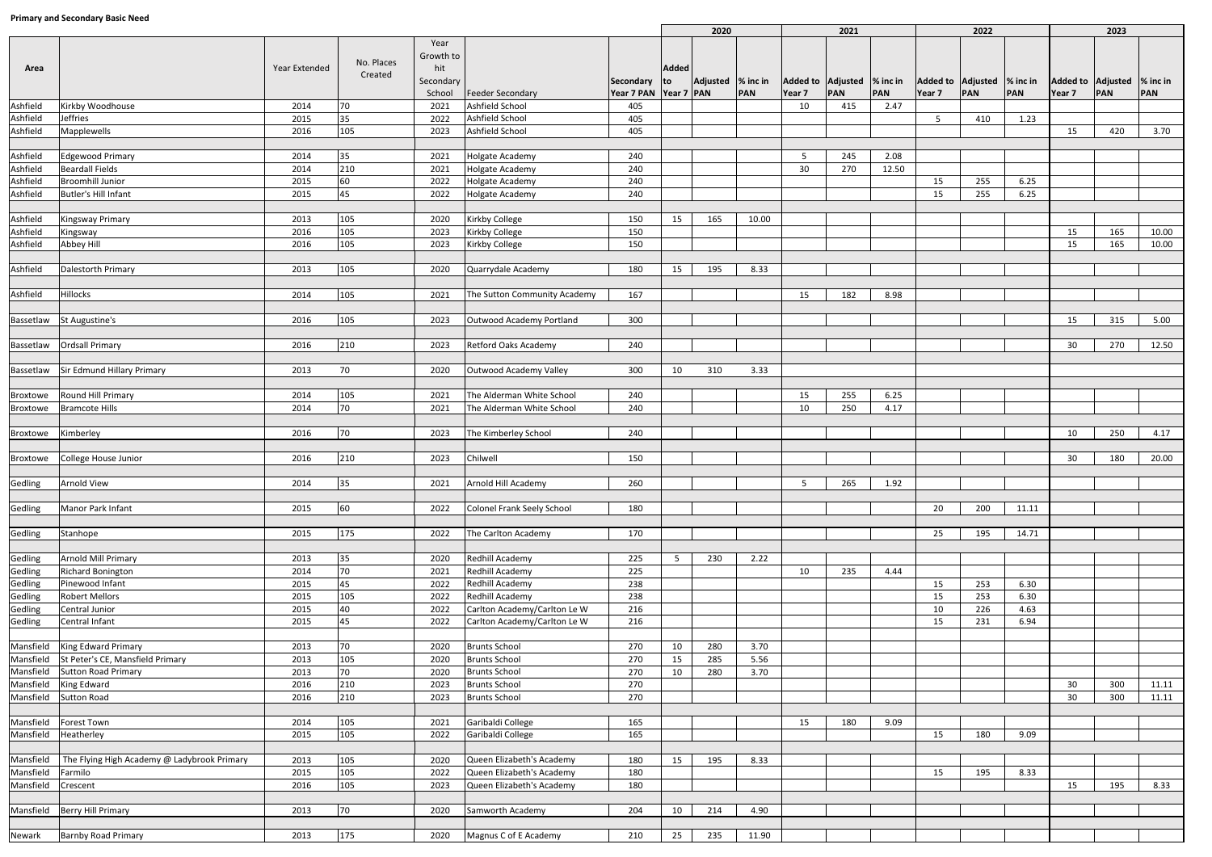**Primary and Secondary Basic Need**

| Area | | Year Extended | No. Places Created | Year Growth to hit Secondary School | Feeder Secondary | Secondary Year 7 PAN | 2020 | | | 2021 | | | 2022 | | | 2023 | | |
|---|---|---|---|---|---|---|---|---|---|---|---|---|---|---|---|---|---|---|
| | | | | | | | Added to Year 7 | Adjusted PAN | % inc in PAN | Added to Year 7 | Adjusted PAN | % inc in PAN | Added to Year 7 | Adjusted PAN | % inc in PAN | Added to Year 7 | Adjusted PAN | % inc in PAN |
| Ashfield | Kirkby Woodhouse | 2014 | 70 | 2021 | Ashfield School | 405 | | | | 10 | 415 | 2.47 | | | | | | |
| Ashfield | Jeffries | 2015 | 35 | 2022 | Ashfield School | 405 | | | | | | | 5 | 410 | 1.23 | | | |
| Ashfield | Mapplewells | 2016 | 105 | 2023 | Ashfield School | 405 | | | | | | | | | | 15 | 420 | 3.70 |
| | | | | | | | | | | | | | | | | | | |
| Ashfield | Edgewood Primary | 2014 | 35 | 2021 | Holgate Academy | 240 | | | | 5 | 245 | 2.08 | | | | | | |
| Ashfield | Beardall Fields | 2014 | 210 | 2021 | Holgate Academy | 240 | | | | 30 | 270 | 12.50 | | | | | | |
| Ashfield | Broomhill Junior | 2015 | 60 | 2022 | Holgate Academy | 240 | | | | | | | 15 | 255 | 6.25 | | | |
| Ashfield | Butler's Hill Infant | 2015 | 45 | 2022 | Holgate Academy | 240 | | | | | | | 15 | 255 | 6.25 | | | |
| | | | | | | | | | | | | | | | | | | |
| Ashfield | Kingsway Primary | 2013 | 105 | 2020 | Kirkby College | 150 | 15 | 165 | 10.00 | | | | | | | | | |
| Ashfield | Kingsway | 2016 | 105 | 2023 | Kirkby College | 150 | | | | | | | | | | 15 | 165 | 10.00 |
| Ashfield | Abbey Hill | 2016 | 105 | 2023 | Kirkby College | 150 | | | | | | | | | | 15 | 165 | 10.00 |
| | | | | | | | | | | | | | | | | | | |
| Ashfield | Dalestorth Primary | 2013 | 105 | 2020 | Quarrydale Academy | 180 | 15 | 195 | 8.33 | | | | | | | | | |
| | | | | | | | | | | | | | | | | | | |
| Ashfield | Hillocks | 2014 | 105 | 2021 | The Sutton Community Academy | 167 | | | | 15 | 182 | 8.98 | | | | | | |
| | | | | | | | | | | | | | | | | | | |
| Bassetlaw | St Augustine's | 2016 | 105 | 2023 | Outwood Academy Portland | 300 | | | | | | | | | | 15 | 315 | 5.00 |
| | | | | | | | | | | | | | | | | | | |
| Bassetlaw | Ordsall Primary | 2016 | 210 | 2023 | Retford Oaks Academy | 240 | | | | | | | | | | 30 | 270 | 12.50 |
| | | | | | | | | | | | | | | | | | | |
| Bassetlaw | Sir Edmund Hillary Primary | 2013 | 70 | 2020 | Outwood Academy Valley | 300 | 10 | 310 | 3.33 | | | | | | | | | |
| | | | | | | | | | | | | | | | | | | |
| Broxtowe | Round Hill Primary | 2014 | 105 | 2021 | The Alderman White School | 240 | | | | 15 | 255 | 6.25 | | | | | | |
| Broxtowe | Bramcote Hills | 2014 | 70 | 2021 | The Alderman White School | 240 | | | | 10 | 250 | 4.17 | | | | | | |
| | | | | | | | | | | | | | | | | | | |
| Broxtowe | Kimberley | 2016 | 70 | 2023 | The Kimberley School | 240 | | | | | | | | | | 10 | 250 | 4.17 |
| | | | | | | | | | | | | | | | | | | |
| Broxtowe | College House Junior | 2016 | 210 | 2023 | Chilwell | 150 | | | | | | | | | | 30 | 180 | 20.00 |
| | | | | | | | | | | | | | | | | | | |
| Gedling | Arnold View | 2014 | 35 | 2021 | Arnold Hill Academy | 260 | | | | 5 | 265 | 1.92 | | | | | | |
| | | | | | | | | | | | | | | | | | | |
| Gedling | Manor Park Infant | 2015 | 60 | 2022 | Colonel Frank Seely School | 180 | | | | | | | 20 | 200 | 11.11 | | | |
| | | | | | | | | | | | | | | | | | | |
| Gedling | Stanhope | 2015 | 175 | 2022 | The Carlton Academy | 170 | | | | | | | 25 | 195 | 14.71 | | | |
| | | | | | | | | | | | | | | | | | | |
| Gedling | Arnold Mill Primary | 2013 | 35 | 2020 | Redhill Academy | 225 | 5 | 230 | 2.22 | | | | | | | | | |
| Gedling | Richard Bonington | 2014 | 70 | 2021 | Redhill Academy | 225 | | | | 10 | 235 | 4.44 | | | | | | |
| Gedling | Pinewood Infant | 2015 | 45 | 2022 | Redhill Academy | 238 | | | | | | | 15 | 253 | 6.30 | | | |
| Gedling | Robert Mellors | 2015 | 105 | 2022 | Redhill Academy | 238 | | | | | | | 15 | 253 | 6.30 | | | |
| Gedling | Central Junior | 2015 | 40 | 2022 | Carlton Academy/Carlton Le W | 216 | | | | | | | 10 | 226 | 4.63 | | | |
| Gedling | Central Infant | 2015 | 45 | 2022 | Carlton Academy/Carlton Le W | 216 | | | | | | | 15 | 231 | 6.94 | | | |
| | | | | | | | | | | | | | | | | | | |
| Mansfield | King Edward Primary | 2013 | 70 | 2020 | Brunts School | 270 | 10 | 280 | 3.70 | | | | | | | | | |
| Mansfield | St Peter's CE, Mansfield Primary | 2013 | 105 | 2020 | Brunts School | 270 | 15 | 285 | 5.56 | | | | | | | | | |
| Mansfield | Sutton Road Primary | 2013 | 70 | 2020 | Brunts School | 270 | 10 | 280 | 3.70 | | | | | | | | | |
| Mansfield | King Edward | 2016 | 210 | 2023 | Brunts School | 270 | | | | | | | | | | 30 | 300 | 11.11 |
| Mansfield | Sutton Road | 2016 | 210 | 2023 | Brunts School | 270 | | | | | | | | | | 30 | 300 | 11.11 |
| | | | | | | | | | | | | | | | | | | |
| Mansfield | Forest Town | 2014 | 105 | 2021 | Garibaldi College | 165 | | | | 15 | 180 | 9.09 | | | | | | |
| Mansfield | Heatherley | 2015 | 105 | 2022 | Garibaldi College | 165 | | | | | | | 15 | 180 | 9.09 | | | |
| | | | | | | | | | | | | | | | | | | |
| Mansfield | The Flying High Academy @ Ladybrook Primary | 2013 | 105 | 2020 | Queen Elizabeth's Academy | 180 | 15 | 195 | 8.33 | | | | | | | | | |
| Mansfield | Farmilo | 2015 | 105 | 2022 | Queen Elizabeth's Academy | 180 | | | | | | | 15 | 195 | 8.33 | | | |
| Mansfield | Crescent | 2016 | 105 | 2023 | Queen Elizabeth's Academy | 180 | | | | | | | | | | 15 | 195 | 8.33 |
| | | | | | | | | | | | | | | | | | | |
| Mansfield | Berry Hill Primary | 2013 | 70 | 2020 | Samworth Academy | 204 | 10 | 214 | 4.90 | | | | | | | | | |
| | | | | | | | | | | | | | | | | | | |
| Newark | Barnby Road Primary | 2013 | 175 | 2020 | Magnus C of E Academy | 210 | 25 | 235 | 11.90 | | | | | | | | | |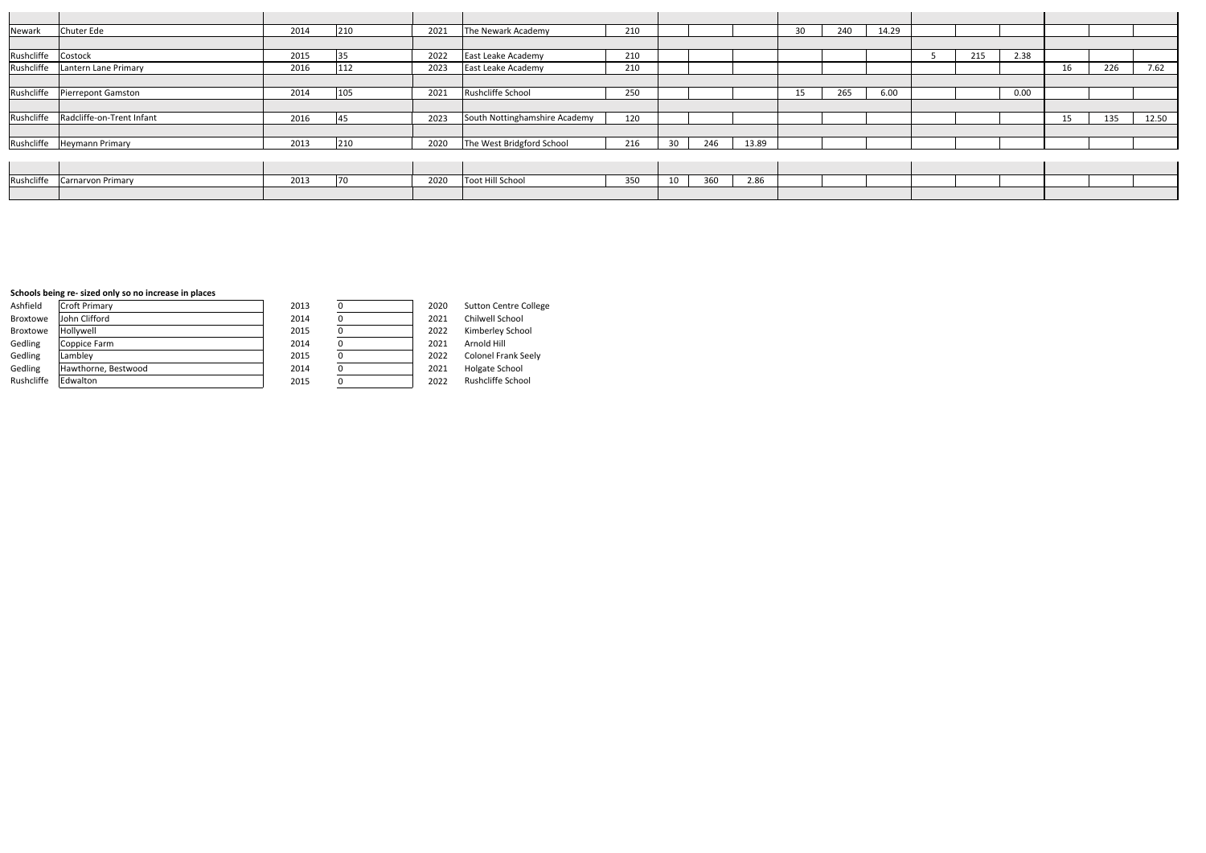| | | | | | | | | | | | | | | | | | | |
|---|---|---|---|---|---|---|---|---|---|---|---|---|---|---|---|---|---|---|
| Newark | Chuter Ede | 2014 | 210 | 2021 | The Newark Academy | 210 | | | | 30 | 240 | 14.29 | | | | | | |
| Rushcliffe | Costock | 2015 | 35 | 2022 | East Leake Academy | 210 | | | | | | | 5 | 215 | 2.38 | | | |
| Rushcliffe | Lantern Lane Primary | 2016 | 112 | 2023 | East Leake Academy | 210 | | | | | | | | | | 16 | 226 | 7.62 |
| Rushcliffe | Pierrepont Gamston | 2014 | 105 | 2021 | Rushcliffe School | 250 | | | | 15 | 265 | 6.00 | | | 0.00 | | | |
| Rushcliffe | Radcliffe-on-Trent Infant | 2016 | 45 | 2023 | South Nottinghamshire Academy | 120 | | | | | | | | | | 15 | 135 | 12.50 |
| Rushcliffe | Heymann Primary | 2013 | 210 | 2020 | The West Bridgford School | 216 | 30 | 246 | 13.89 | | | | | | | | | |
| Rushcliffe | Carnarvon Primary | 2013 | 70 | 2020 | Toot Hill School | 350 | 10 | 360 | 2.86 | | | | | | | | | |

**Schools being re- sized only so no increase in places**

| | | | | | |
|---|---|---|---|---|---|
| Ashfield | Croft Primary | 2013 | 0 | 2020 | Sutton Centre College |
| Broxtowe | John Clifford | 2014 | 0 | 2021 | Chilwell School |
| Broxtowe | Hollywell | 2015 | 0 | 2022 | Kimberley School |
| Gedling | Coppice Farm | 2014 | 0 | 2021 | Arnold Hill |
| Gedling | Lambley | 2015 | 0 | 2022 | Colonel Frank Seely |
| Gedling | Hawthorne, Bestwood | 2014 | 0 | 2021 | Holgate School |
| Rushcliffe | Edwalton | 2015 | 0 | 2022 | Rushcliffe School |